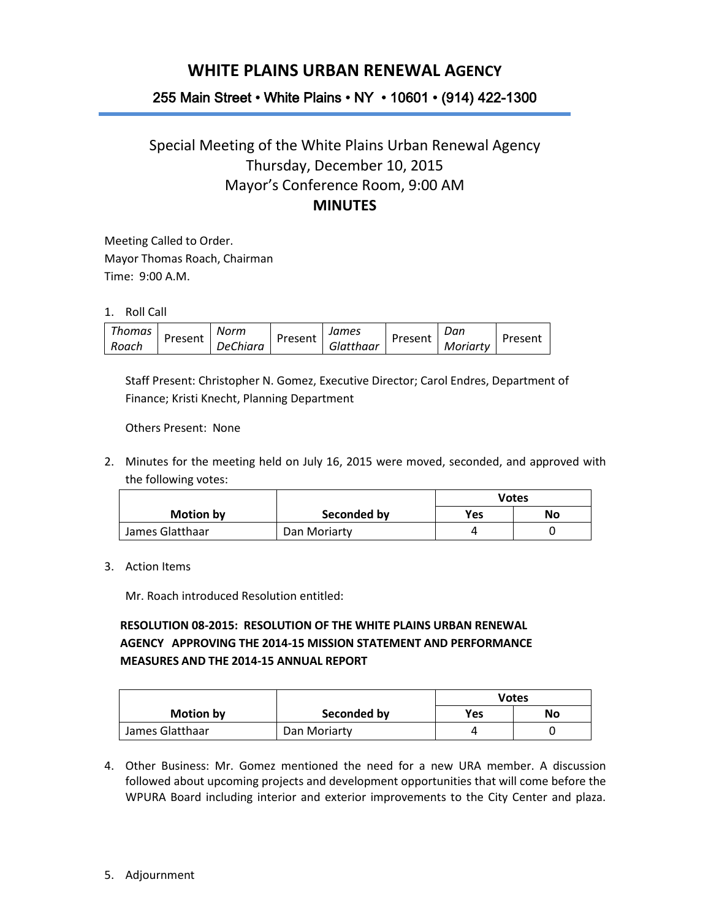# WHITE PLAINS URBAN RENEWAL AGENCY

255 Main Street • White Plains • NY • 10601 • (914) 422-1300

## Special Meeting of the White Plains Urban Renewal Agency
## Thursday, December 10, 2015
## Mayor's Conference Room, 9:00 AM
## MINUTES

Meeting Called to Order.
Mayor Thomas Roach, Chairman
Time: 9:00 A.M.

1. Roll Call

| *Thomas Roach* | Present | *Norm DeChiara* | Present | *James Glatthaar* | Present | *Dan Moriarty* | Present |
|---|---|---|---|---|---|---|---|

   Staff Present: Christopher N. Gomez, Executive Director; Carol Endres, Department of Finance; Kristi Knecht, Planning Department

   Others Present: None

2. Minutes for the meeting held on July 16, 2015 were moved, seconded, and approved with the following votes:

| Motion by | Seconded by | Votes | |
|---|---|---|---|
| | | **Yes** | **No** |
| James Glatthaar | Dan Moriarty | 4 | 0 |

3. Action Items

   Mr. Roach introduced Resolution entitled:

   **RESOLUTION 08-2015: RESOLUTION OF THE WHITE PLAINS URBAN RENEWAL AGENCY APPROVING THE 2014-15 MISSION STATEMENT AND PERFORMANCE MEASURES AND THE 2014-15 ANNUAL REPORT**

| Motion by | Seconded by | Votes | |
|---|---|---|---|
| | | **Yes** | **No** |
| James Glatthaar | Dan Moriarty | 4 | 0 |

4. Other Business: Mr. Gomez mentioned the need for a new URA member. A discussion followed about upcoming projects and development opportunities that will come before the WPURA Board including interior and exterior improvements to the City Center and plaza.

5. Adjournment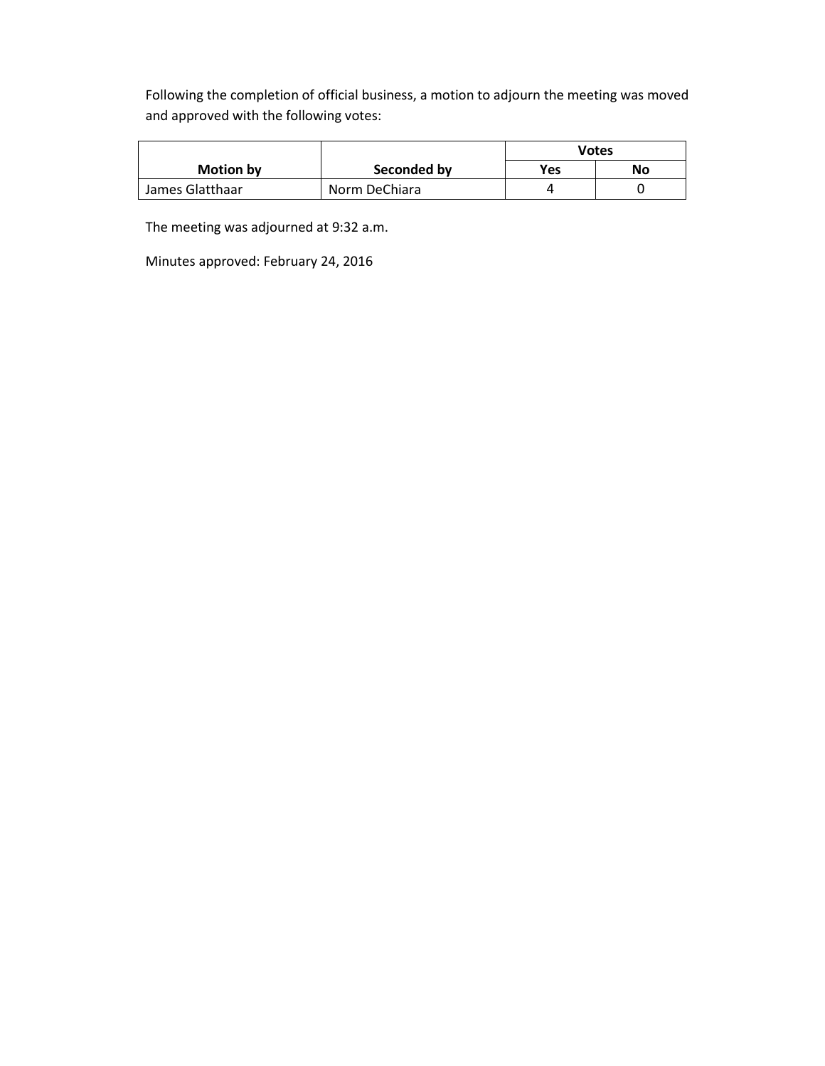Following the completion of official business, a motion to adjourn the meeting was moved and approved with the following votes:

| | | Votes | |
|---|---|---|---|
| **Motion by** | **Seconded by** | **Yes** | **No** |
| James Glatthaar | Norm DeChiara | 4 | 0 |

The meeting was adjourned at 9:32 a.m.

Minutes approved: February 24, 2016